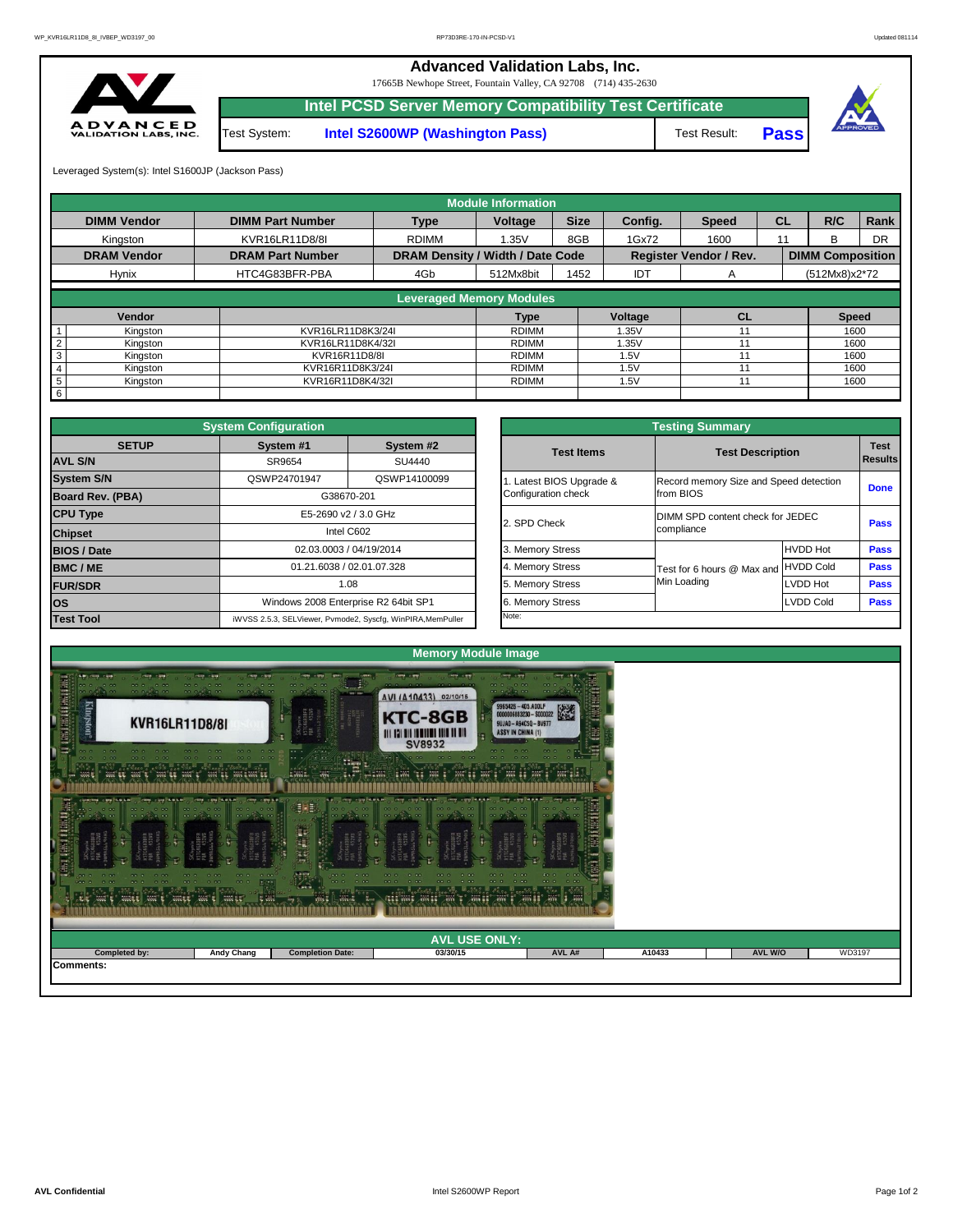# Advanced Validation Labs, Inc.

17665B Newhope Street, Fountain Valley, CA 92708 (714) 435-2630

## Intel PCSD Server Memory Compatibility Test Certificate

| Test System: | Intel S2600WP (Washington Pass) | Test Result: | Pass |
|---|---|---|---|

Leveraged System(s): Intel S1600JP (Jackson Pass)

### Module Information

| DIMM Vendor | DIMM Part Number | Type | Voltage | Size | Config. | Speed | CL | R/C | Rank |
|---|---|---|---|---|---|---|---|---|---|
| Kingston | KVR16LR11D8/8I | RDIMM | 1.35V | 8GB | 1Gx72 | 1600 | 11 | B | DR |
| **DRAM Vendor** | **DRAM Part Number** | **DRAM Density / Width / Date Code** | | | **Register Vendor / Rev.** | | **DIMM Composition** | | |
| Hynix | HTC4G83BFR-PBA | 4Gb | 512Mx8bit | 1452 | IDT | A | (512Mx8)x2*72 | | |

### Leveraged Memory Modules

| | Vendor | | Type | Voltage | CL | Speed |
|---|---|---|---|---|---|---|
| 1 | Kingston | KVR16LR11D8K3/24I | RDIMM | 1.35V | 11 | 1600 |
| 2 | Kingston | KVR16LR11D8K4/32I | RDIMM | 1.35V | 11 | 1600 |
| 3 | Kingston | KVR16R11D8/8I | RDIMM | 1.5V | 11 | 1600 |
| 4 | Kingston | KVR16R11D8K3/24I | RDIMM | 1.5V | 11 | 1600 |
| 5 | Kingston | KVR16R11D8K4/32I | RDIMM | 1.5V | 11 | 1600 |
| 6 | | | | | | |

### System Configuration

| SETUP | System #1 | System #2 |
|---|---|---|
| AVL S/N | SR9654 | SU4440 |
| System S/N | QSWP24701947 | QSWP14100099 |
| Board Rev. (PBA) | G38670-201 | |
| CPU Type | E5-2690 v2 / 3.0 GHz | |
| Chipset | Intel C602 | |
| BIOS / Date | 02.03.0003 / 04/19/2014 | |
| BMC / ME | 01.21.6038 / 02.01.07.328 | |
| FUR/SDR | 1.08 | |
| OS | Windows 2008 Enterprise R2 64bit SP1 | |
| Test Tool | iWVSS 2.5.3, SELViewer, Pvmode2, Syscfg, WinPIRA,MemPuller | |

### Testing Summary

| Test Items | Test Description | | Test Results |
|---|---|---|---|
| 1. Latest BIOS Upgrade & Configuration check | Record memory Size and Speed detection from BIOS | | Done |
| 2. SPD Check | DIMM SPD content check for JEDEC compliance | | Pass |
| 3. Memory Stress | Test for 6 hours @ Max and Min Loading | HVDD Hot | Pass |
| 4. Memory Stress | | HVDD Cold | Pass |
| 5. Memory Stress | | LVDD Hot | Pass |
| 6. Memory Stress | | LVDD Cold | Pass |
| Note: | | | |

### Memory Module Image

### AVL USE ONLY:

| Completed by: | Andy Chang | Completion Date: | 03/30/15 | AVL A# | A10433 | AVL W/O | WD3197 |
|---|---|---|---|---|---|---|---|

Comments: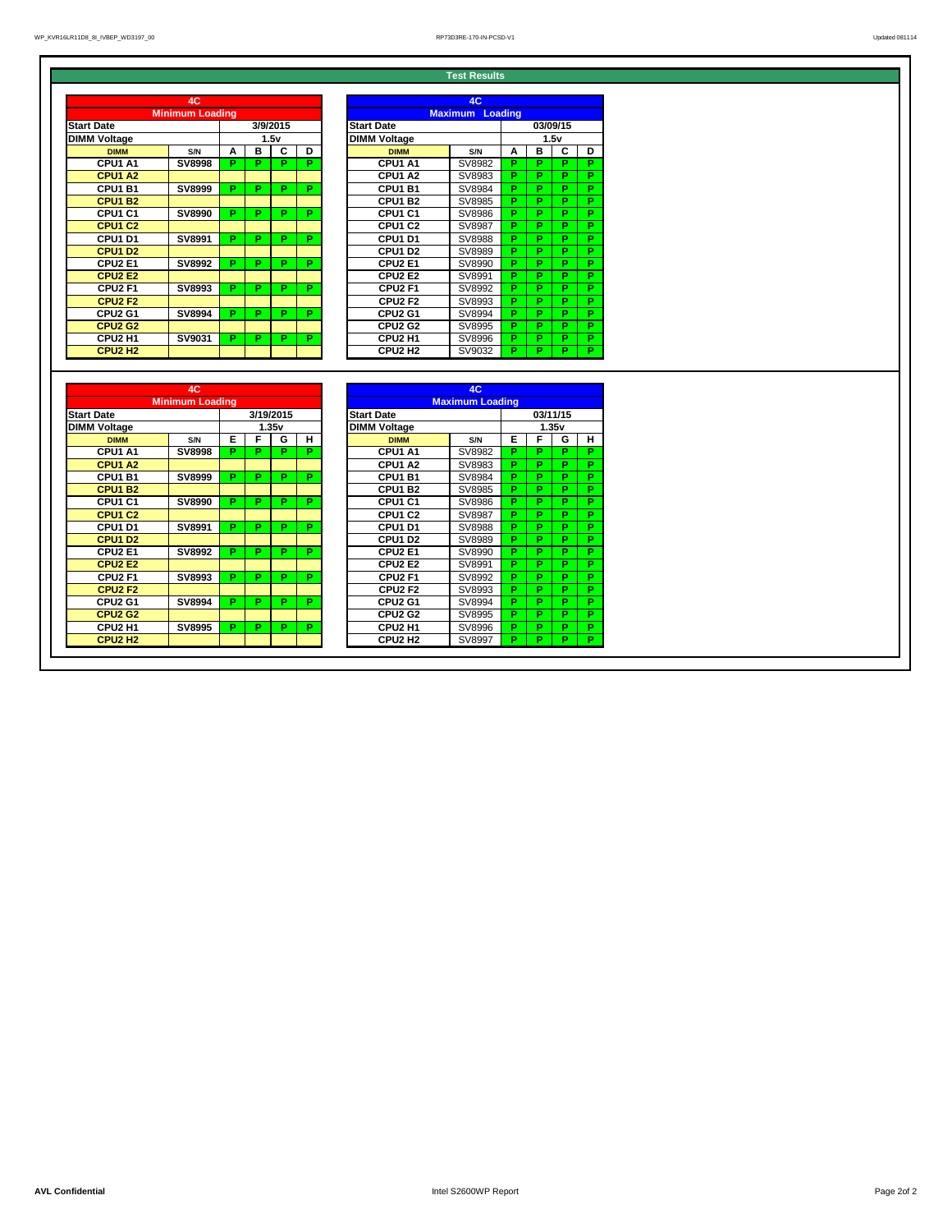# Test Results

| 4C Minimum Loading | | | | | |
|---|---|---|---|---|---|
| Start Date | | 3/9/2015 | | | |
| DIMM Voltage | | 1.5v | | | |
| DIMM | S/N | A | B | C | D |
| CPU1 A1 | SV8998 | P | P | P | P |
| CPU1 A2 | | | | | |
| CPU1 B1 | SV8999 | P | P | P | P |
| CPU1 B2 | | | | | |
| CPU1 C1 | SV8990 | P | P | P | P |
| CPU1 C2 | | | | | |
| CPU1 D1 | SV8991 | P | P | P | P |
| CPU1 D2 | | | | | |
| CPU2 E1 | SV8992 | P | P | P | P |
| CPU2 E2 | | | | | |
| CPU2 F1 | SV8993 | P | P | P | P |
| CPU2 F2 | | | | | |
| CPU2 G1 | SV8994 | P | P | P | P |
| CPU2 G2 | | | | | |
| CPU2 H1 | SV9031 | P | P | P | P |
| CPU2 H2 | | | | | |

| 4C Maximum Loading | | | | | |
|---|---|---|---|---|---|
| Start Date | | 03/09/15 | | | |
| DIMM Voltage | | 1.5v | | | |
| DIMM | S/N | A | B | C | D |
| CPU1 A1 | SV8982 | P | P | P | P |
| CPU1 A2 | SV8983 | P | P | P | P |
| CPU1 B1 | SV8984 | P | P | P | P |
| CPU1 B2 | SV8985 | P | P | P | P |
| CPU1 C1 | SV8986 | P | P | P | P |
| CPU1 C2 | SV8987 | P | P | P | P |
| CPU1 D1 | SV8988 | P | P | P | P |
| CPU1 D2 | SV8989 | P | P | P | P |
| CPU2 E1 | SV8990 | P | P | P | P |
| CPU2 E2 | SV8991 | P | P | P | P |
| CPU2 F1 | SV8992 | P | P | P | P |
| CPU2 F2 | SV8993 | P | P | P | P |
| CPU2 G1 | SV8994 | P | P | P | P |
| CPU2 G2 | SV8995 | P | P | P | P |
| CPU2 H1 | SV8996 | P | P | P | P |
| CPU2 H2 | SV9032 | P | P | P | P |

| 4C Minimum Loading | | | | | |
|---|---|---|---|---|---|
| Start Date | | 3/19/2015 | | | |
| DIMM Voltage | | 1.35v | | | |
| DIMM | S/N | E | F | G | H |
| CPU1 A1 | SV8998 | P | P | P | P |
| CPU1 A2 | | | | | |
| CPU1 B1 | SV8999 | P | P | P | P |
| CPU1 B2 | | | | | |
| CPU1 C1 | SV8990 | P | P | P | P |
| CPU1 C2 | | | | | |
| CPU1 D1 | SV8991 | P | P | P | P |
| CPU1 D2 | | | | | |
| CPU2 E1 | SV8992 | P | P | P | P |
| CPU2 E2 | | | | | |
| CPU2 F1 | SV8993 | P | P | P | P |
| CPU2 F2 | | | | | |
| CPU2 G1 | SV8994 | P | P | P | P |
| CPU2 G2 | | | | | |
| CPU2 H1 | SV8995 | P | P | P | P |
| CPU2 H2 | | | | | |

| 4C Maximum Loading | | | | | |
|---|---|---|---|---|---|
| Start Date | | 03/11/15 | | | |
| DIMM Voltage | | 1.35v | | | |
| DIMM | S/N | E | F | G | H |
| CPU1 A1 | SV8982 | P | P | P | P |
| CPU1 A2 | SV8983 | P | P | P | P |
| CPU1 B1 | SV8984 | P | P | P | P |
| CPU1 B2 | SV8985 | P | P | P | P |
| CPU1 C1 | SV8986 | P | P | P | P |
| CPU1 C2 | SV8987 | P | P | P | P |
| CPU1 D1 | SV8988 | P | P | P | P |
| CPU1 D2 | SV8989 | P | P | P | P |
| CPU2 E1 | SV8990 | P | P | P | P |
| CPU2 E2 | SV8991 | P | P | P | P |
| CPU2 F1 | SV8992 | P | P | P | P |
| CPU2 F2 | SV8993 | P | P | P | P |
| CPU2 G1 | SV8994 | P | P | P | P |
| CPU2 G2 | SV8995 | P | P | P | P |
| CPU2 H1 | SV8996 | P | P | P | P |
| CPU2 H2 | SV8997 | P | P | P | P |